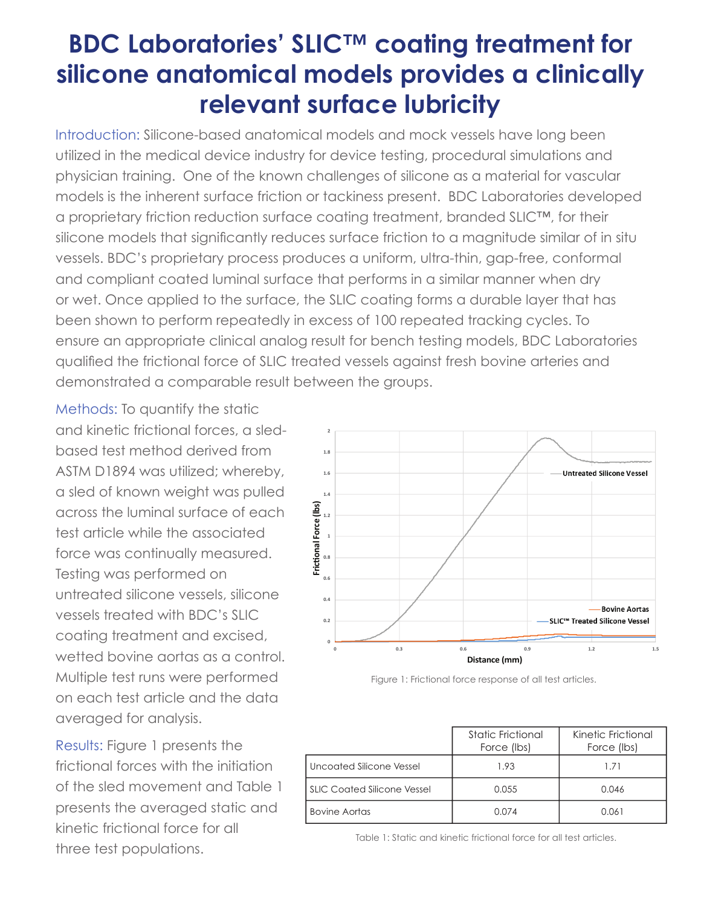# BDC Laboratories' SLIC™ coating treatment for silicone anatomical models provides a clinically relevant surface lubricity

Introduction: Silicone-based anatomical models and mock vessels have long been utilized in the medical device industry for device testing, procedural simulations and physician training. One of the known challenges of silicone as a material for vascular models is the inherent surface friction or tackiness present. BDC Laboratories developed a proprietary friction reduction surface coating treatment, branded SLIC™, for their silicone models that significantly reduces surface friction to a magnitude similar of in situ vessels. BDC's proprietary process produces a uniform, ultra-thin, gap-free, conformal and compliant coated luminal surface that performs in a similar manner when dry or wet. Once applied to the surface, the SLIC coating forms a durable layer that has been shown to perform repeatedly in excess of 100 repeated tracking cycles. To ensure an appropriate clinical analog result for bench testing models, BDC Laboratories qualified the frictional force of SLIC treated vessels against fresh bovine arteries and demonstrated a comparable result between the groups.

Methods: To quantify the static and kinetic frictional forces, a sled-based test method derived from ASTM D1894 was utilized; whereby, a sled of known weight was pulled across the luminal surface of each test article while the associated force was continually measured. Testing was performed on untreated silicone vessels, silicone vessels treated with BDC's SLIC coating treatment and excised, wetted bovine aortas as a control. Multiple test runs were performed on each test article and the data averaged for analysis.

Results: Figure 1 presents the frictional forces with the initiation of the sled movement and Table 1 presents the averaged static and kinetic frictional force for all three test populations.

Figure 1: Frictional force response of all test articles.

| | Static Frictional Force (lbs) | Kinetic Frictional Force (lbs) |
|---|---|---|
| Uncoated Silicone Vessel | 1.93 | 1.71 |
| SLIC Coated Silicone Vessel | 0.055 | 0.046 |
| Bovine Aortas | 0.074 | 0.061 |

Table 1: Static and kinetic frictional force for all test articles.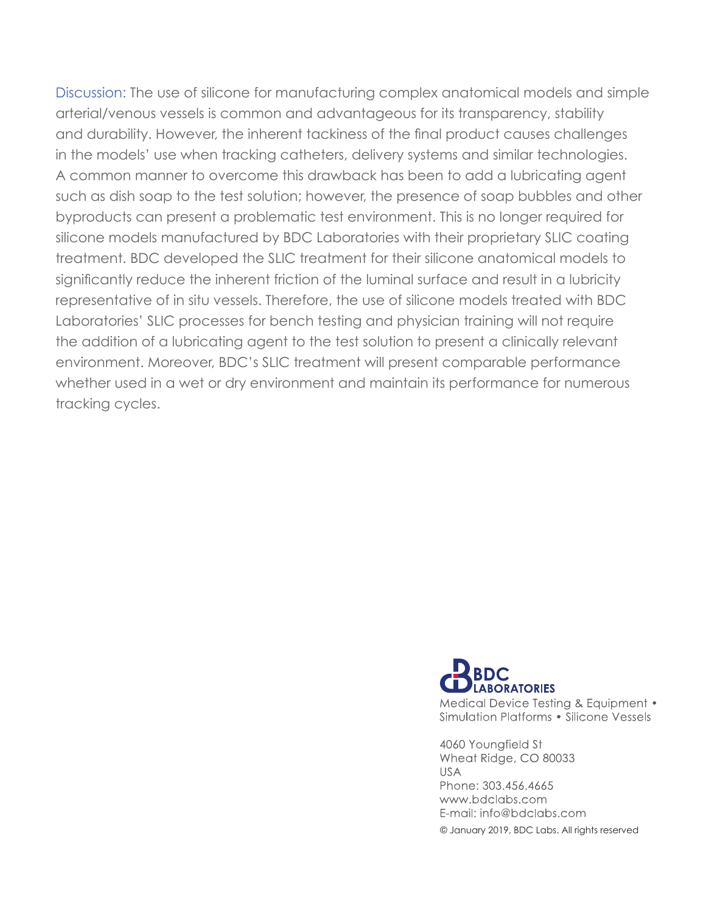Discussion: The use of silicone for manufacturing complex anatomical models and simple arterial/venous vessels is common and advantageous for its transparency, stability and durability. However, the inherent tackiness of the final product causes challenges in the models' use when tracking catheters, delivery systems and similar technologies. A common manner to overcome this drawback has been to add a lubricating agent such as dish soap to the test solution; however, the presence of soap bubbles and other byproducts can present a problematic test environment. This is no longer required for silicone models manufactured by BDC Laboratories with their proprietary SLIC coating treatment. BDC developed the SLIC treatment for their silicone anatomical models to significantly reduce the inherent friction of the luminal surface and result in a lubricity representative of in situ vessels. Therefore, the use of silicone models treated with BDC Laboratories' SLIC processes for bench testing and physician training will not require the addition of a lubricating agent to the test solution to present a clinically relevant environment. Moreover, BDC's SLIC treatment will present comparable performance whether used in a wet or dry environment and maintain its performance for numerous tracking cycles.

BDC LABORATORIES

Medical Device Testing & Equipment • Simulation Platforms • Silicone Vessels

4060 Youngfield St
Wheat Ridge, CO 80033
USA
Phone: 303.456.4665
www.bdclabs.com
E-mail: info@bdclabs.com

© January 2019, BDC Labs. All rights reserved